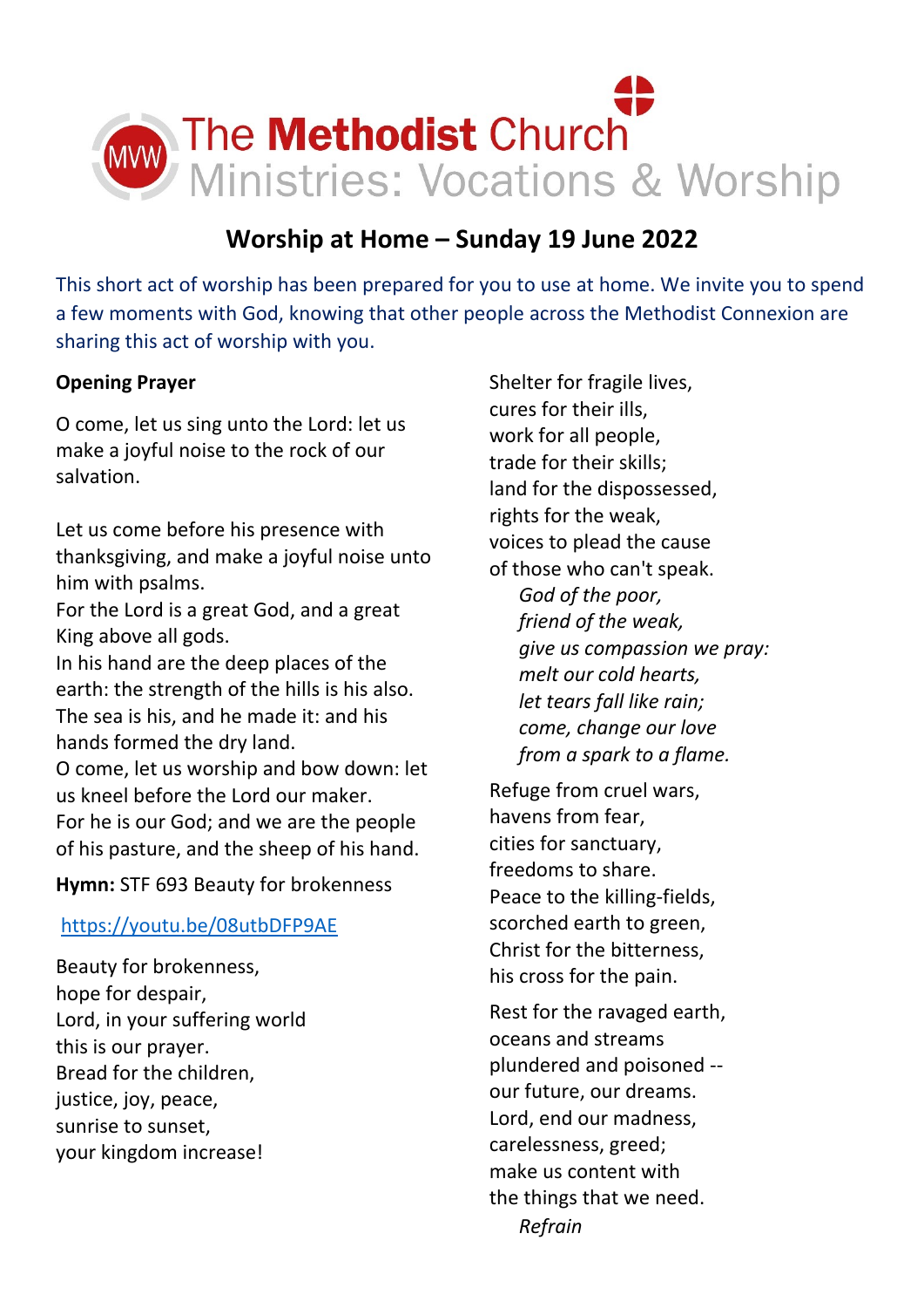The Methodist Church
Ministries: Vocations & Worship

# Worship at Home – Sunday 19 June 2022

This short act of worship has been prepared for you to use at home. We invite you to spend a few moments with God, knowing that other people across the Methodist Connexion are sharing this act of worship with you.

**Opening Prayer**

O come, let us sing unto the Lord: let us make a joyful noise to the rock of our salvation.

Let us come before his presence with thanksgiving, and make a joyful noise unto him with psalms.
For the Lord is a great God, and a great King above all gods.
In his hand are the deep places of the earth: the strength of the hills is his also.
The sea is his, and he made it: and his hands formed the dry land.
O come, let us worship and bow down: let us kneel before the Lord our maker.
For he is our God; and we are the people of his pasture, and the sheep of his hand.

**Hymn:** STF 693 Beauty for brokenness

https://youtu.be/08utbDFP9AE

Beauty for brokenness,
hope for despair,
Lord, in your suffering world
this is our prayer.
Bread for the children,
justice, joy, peace,
sunrise to sunset,
your kingdom increase!

Shelter for fragile lives,
cures for their ills,
work for all people,
trade for their skills;
land for the dispossessed,
rights for the weak,
voices to plead the cause
of those who can't speak.

*God of the poor,*
*friend of the weak,*
*give us compassion we pray:*
*melt our cold hearts,*
*let tears fall like rain;*
*come, change our love*
*from a spark to a flame.*

Refuge from cruel wars,
havens from fear,
cities for sanctuary,
freedoms to share.
Peace to the killing-fields,
scorched earth to green,
Christ for the bitterness,
his cross for the pain.

Rest for the ravaged earth,
oceans and streams
plundered and poisoned --
our future, our dreams.
Lord, end our madness,
carelessness, greed;
make us content with
the things that we need.

*Refrain*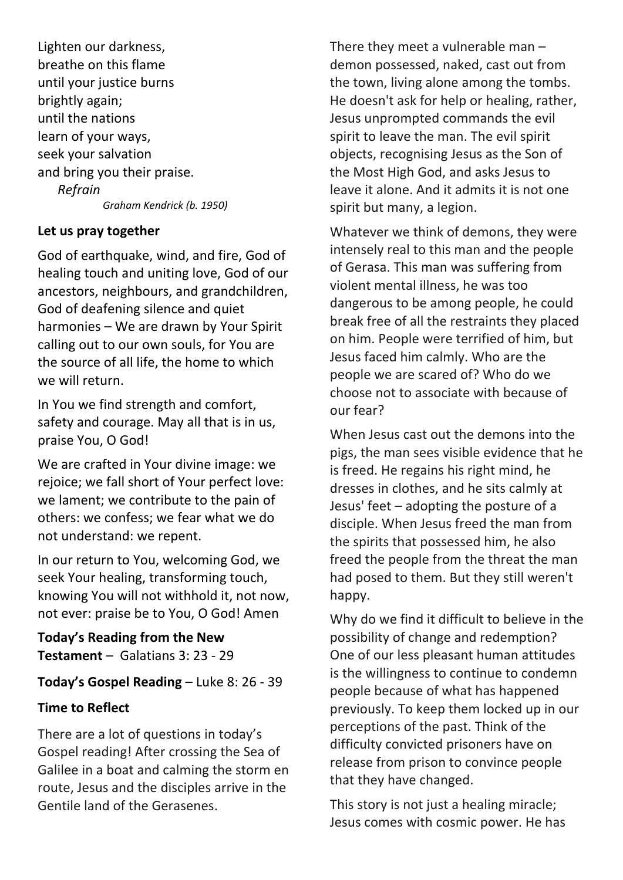Lighten our darkness,
breathe on this flame
until your justice burns
brightly again;
until the nations
learn of your ways,
seek your salvation
and bring you their praise.

*Refrain*

*Graham Kendrick (b. 1950)*

**Let us pray together**

God of earthquake, wind, and fire, God of healing touch and uniting love, God of our ancestors, neighbours, and grandchildren, God of deafening silence and quiet harmonies – We are drawn by Your Spirit calling out to our own souls, for You are the source of all life, the home to which we will return.

In You we find strength and comfort, safety and courage. May all that is in us, praise You, O God!

We are crafted in Your divine image: we rejoice; we fall short of Your perfect love: we lament; we contribute to the pain of others: we confess; we fear what we do not understand: we repent.

In our return to You, welcoming God, we seek Your healing, transforming touch, knowing You will not withhold it, not now, not ever: praise be to You, O God! Amen

**Today's Reading from the New Testament** – Galatians 3: 23 - 29

**Today's Gospel Reading** – Luke 8: 26 - 39

**Time to Reflect**

There are a lot of questions in today's Gospel reading! After crossing the Sea of Galilee in a boat and calming the storm en route, Jesus and the disciples arrive in the Gentile land of the Gerasenes.

There they meet a vulnerable man – demon possessed, naked, cast out from the town, living alone among the tombs. He doesn't ask for help or healing, rather, Jesus unprompted commands the evil spirit to leave the man. The evil spirit objects, recognising Jesus as the Son of the Most High God, and asks Jesus to leave it alone. And it admits it is not one spirit but many, a legion.

Whatever we think of demons, they were intensely real to this man and the people of Gerasa. This man was suffering from violent mental illness, he was too dangerous to be among people, he could break free of all the restraints they placed on him. People were terrified of him, but Jesus faced him calmly. Who are the people we are scared of? Who do we choose not to associate with because of our fear?

When Jesus cast out the demons into the pigs, the man sees visible evidence that he is freed. He regains his right mind, he dresses in clothes, and he sits calmly at Jesus' feet – adopting the posture of a disciple. When Jesus freed the man from the spirits that possessed him, he also freed the people from the threat the man had posed to them. But they still weren't happy.

Why do we find it difficult to believe in the possibility of change and redemption? One of our less pleasant human attitudes is the willingness to continue to condemn people because of what has happened previously. To keep them locked up in our perceptions of the past. Think of the difficulty convicted prisoners have on release from prison to convince people that they have changed.

This story is not just a healing miracle; Jesus comes with cosmic power. He has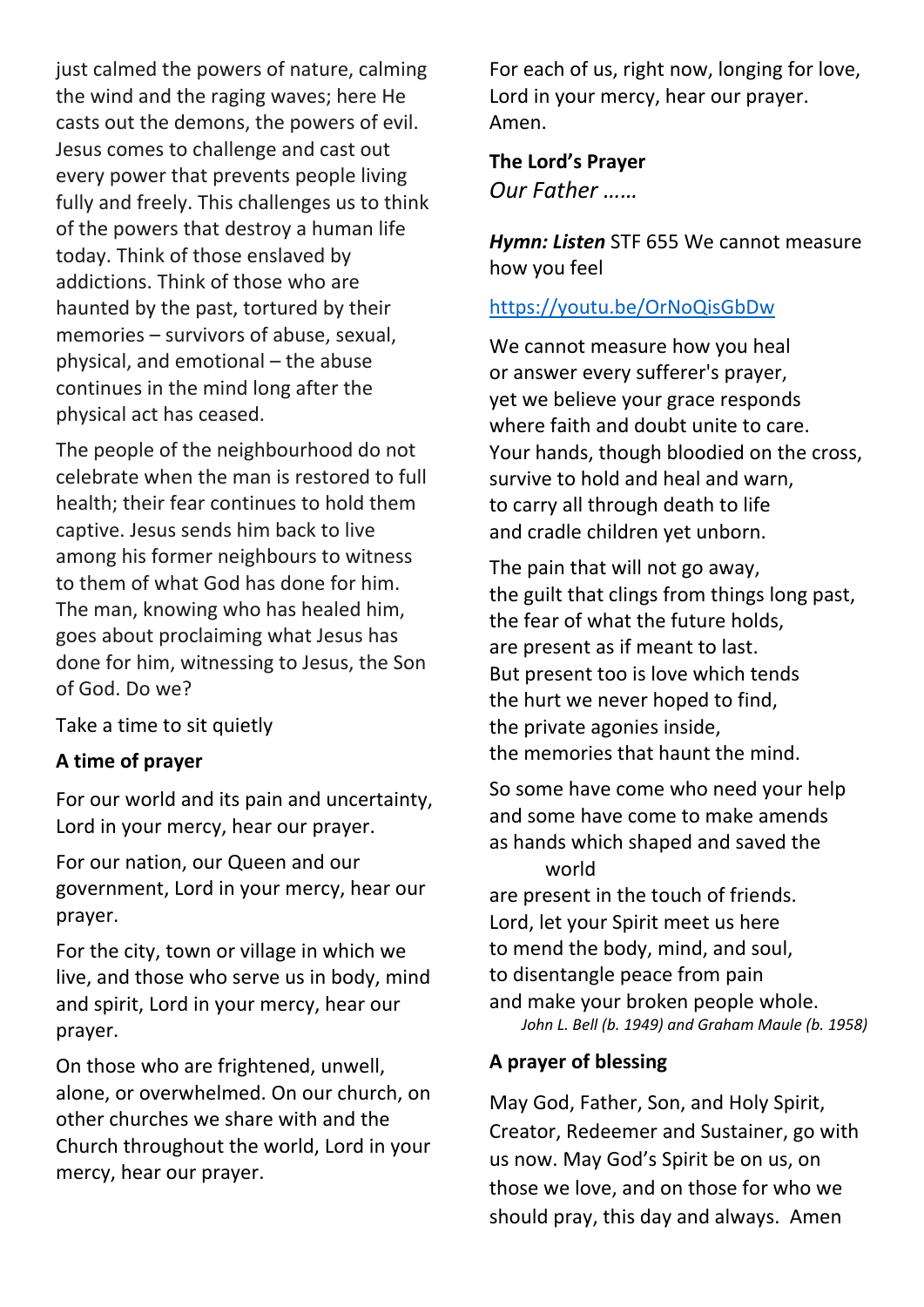just calmed the powers of nature, calming the wind and the raging waves; here He casts out the demons, the powers of evil. Jesus comes to challenge and cast out every power that prevents people living fully and freely. This challenges us to think of the powers that destroy a human life today. Think of those enslaved by addictions. Think of those who are haunted by the past, tortured by their memories – survivors of abuse, sexual, physical, and emotional – the abuse continues in the mind long after the physical act has ceased.

The people of the neighbourhood do not celebrate when the man is restored to full health; their fear continues to hold them captive. Jesus sends him back to live among his former neighbours to witness to them of what God has done for him. The man, knowing who has healed him, goes about proclaiming what Jesus has done for him, witnessing to Jesus, the Son of God. Do we?

Take a time to sit quietly

**A time of prayer**

For our world and its pain and uncertainty, Lord in your mercy, hear our prayer.

For our nation, our Queen and our government, Lord in your mercy, hear our prayer.

For the city, town or village in which we live, and those who serve us in body, mind and spirit, Lord in your mercy, hear our prayer.

On those who are frightened, unwell, alone, or overwhelmed. On our church, on other churches we share with and the Church throughout the world, Lord in your mercy, hear our prayer.

For each of us, right now, longing for love, Lord in your mercy, hear our prayer. Amen.

**The Lord's Prayer**

*Our Father ……*

***Hymn: Listen*** STF 655 We cannot measure how you feel

https://youtu.be/OrNoQisGbDw

We cannot measure how you heal
or answer every sufferer's prayer,
yet we believe your grace responds
where faith and doubt unite to care.
Your hands, though bloodied on the cross,
survive to hold and heal and warn,
to carry all through death to life
and cradle children yet unborn.

The pain that will not go away,
the guilt that clings from things long past,
the fear of what the future holds,
are present as if meant to last.
But present too is love which tends
the hurt we never hoped to find,
the private agonies inside,
the memories that haunt the mind.

So some have come who need your help
and some have come to make amends
as hands which shaped and saved the world
are present in the touch of friends.
Lord, let your Spirit meet us here
to mend the body, mind, and soul,
to disentangle peace from pain
and make your broken people whole.

*John L. Bell (b. 1949) and Graham Maule (b. 1958)*

**A prayer of blessing**

May God, Father, Son, and Holy Spirit, Creator, Redeemer and Sustainer, go with us now. May God's Spirit be on us, on those we love, and on those for who we should pray, this day and always. Amen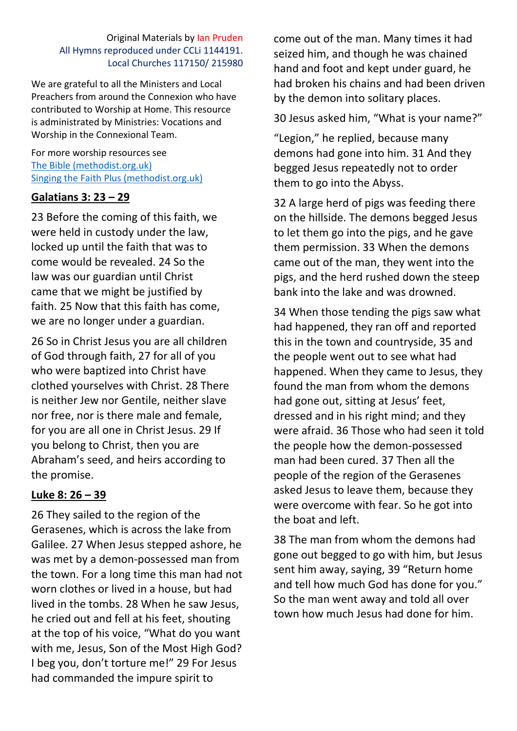Original Materials by Ian Pruden
All Hymns reproduced under CCLi 1144191.
Local Churches 117150/ 215980

We are grateful to all the Ministers and Local Preachers from around the Connexion who have contributed to Worship at Home. This resource is administrated by Ministries: Vocations and Worship in the Connexional Team.

For more worship resources see
[The Bible (methodist.org.uk)](The Bible (methodist.org.uk))
[Singing the Faith Plus (methodist.org.uk)](Singing the Faith Plus (methodist.org.uk))

## Galatians 3: 23 – 29

23 Before the coming of this faith, we were held in custody under the law, locked up until the faith that was to come would be revealed. 24 So the law was our guardian until Christ came that we might be justified by faith. 25 Now that this faith has come, we are no longer under a guardian.

26 So in Christ Jesus you are all children of God through faith, 27 for all of you who were baptized into Christ have clothed yourselves with Christ. 28 There is neither Jew nor Gentile, neither slave nor free, nor is there male and female, for you are all one in Christ Jesus. 29 If you belong to Christ, then you are Abraham's seed, and heirs according to the promise.

## Luke 8: 26 – 39

26 They sailed to the region of the Gerasenes, which is across the lake from Galilee. 27 When Jesus stepped ashore, he was met by a demon-possessed man from the town. For a long time this man had not worn clothes or lived in a house, but had lived in the tombs. 28 When he saw Jesus, he cried out and fell at his feet, shouting at the top of his voice, "What do you want with me, Jesus, Son of the Most High God? I beg you, don't torture me!" 29 For Jesus had commanded the impure spirit to come out of the man. Many times it had seized him, and though he was chained hand and foot and kept under guard, he had broken his chains and had been driven by the demon into solitary places.

30 Jesus asked him, "What is your name?"

"Legion," he replied, because many demons had gone into him. 31 And they begged Jesus repeatedly not to order them to go into the Abyss.

32 A large herd of pigs was feeding there on the hillside. The demons begged Jesus to let them go into the pigs, and he gave them permission. 33 When the demons came out of the man, they went into the pigs, and the herd rushed down the steep bank into the lake and was drowned.

34 When those tending the pigs saw what had happened, they ran off and reported this in the town and countryside, 35 and the people went out to see what had happened. When they came to Jesus, they found the man from whom the demons had gone out, sitting at Jesus' feet, dressed and in his right mind; and they were afraid. 36 Those who had seen it told the people how the demon-possessed man had been cured. 37 Then all the people of the region of the Gerasenes asked Jesus to leave them, because they were overcome with fear. So he got into the boat and left.

38 The man from whom the demons had gone out begged to go with him, but Jesus sent him away, saying, 39 "Return home and tell how much God has done for you." So the man went away and told all over town how much Jesus had done for him.